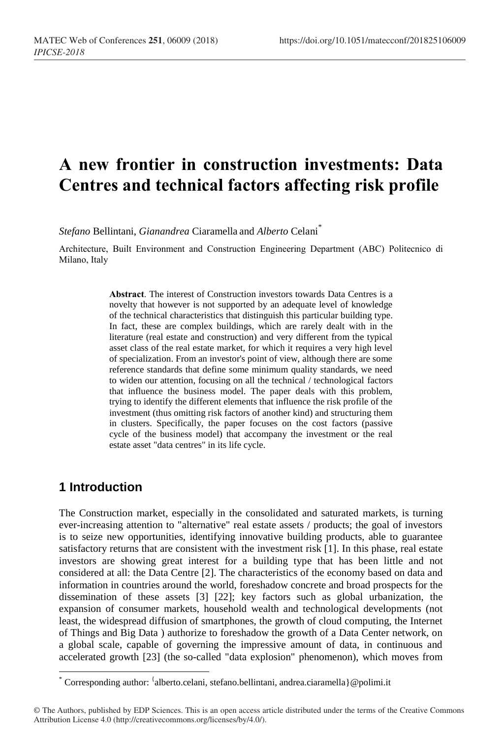# A new frontier in construction investments: Data Centres and technical factors affecting risk profile

*Stefano* Bellintani, *Gianandrea* Ciaramella and *Alberto* Celani[*]

Architecture, Built Environment and Construction Engineering Department (ABC) Politecnico di Milano, Italy

> **Abstract**. The interest of Construction investors towards Data Centres is a novelty that however is not supported by an adequate level of knowledge of the technical characteristics that distinguish this particular building type. In fact, these are complex buildings, which are rarely dealt with in the literature (real estate and construction) and very different from the typical asset class of the real estate market, for which it requires a very high level of specialization. From an investor's point of view, although there are some reference standards that define some minimum quality standards, we need to widen our attention, focusing on all the technical / technological factors that influence the business model. The paper deals with this problem, trying to identify the different elements that influence the risk profile of the investment (thus omitting risk factors of another kind) and structuring them in clusters. Specifically, the paper focuses on the cost factors (passive cycle of the business model) that accompany the investment or the real estate asset "data centres" in its life cycle.

## 1 Introduction

The Construction market, especially in the consolidated and saturated markets, is turning ever-increasing attention to "alternative" real estate assets / products; the goal of investors is to seize new opportunities, identifying innovative building products, able to guarantee satisfactory returns that are consistent with the investment risk [1]. In this phase, real estate investors are showing great interest for a building type that has been little and not considered at all: the Data Centre [2]. The characteristics of the economy based on data and information in countries around the world, foreshadow concrete and broad prospects for the dissemination of these assets [3] [22]; key factors such as global urbanization, the expansion of consumer markets, household wealth and technological developments (not least, the widespread diffusion of smartphones, the growth of cloud computing, the Internet of Things and Big Data ) authorize to foreshadow the growth of a Data Center network, on a global scale, capable of governing the impressive amount of data, in continuous and accelerated growth [23] (the so-called "data explosion" phenomenon), which moves from

[*] Corresponding author: {alberto.celani, stefano.bellintani, andrea.ciaramella}@polimi.it

© The Authors, published by EDP Sciences. This is an open access article distributed under the terms of the Creative Commons Attribution License 4.0 (http://creativecommons.org/licenses/by/4.0/).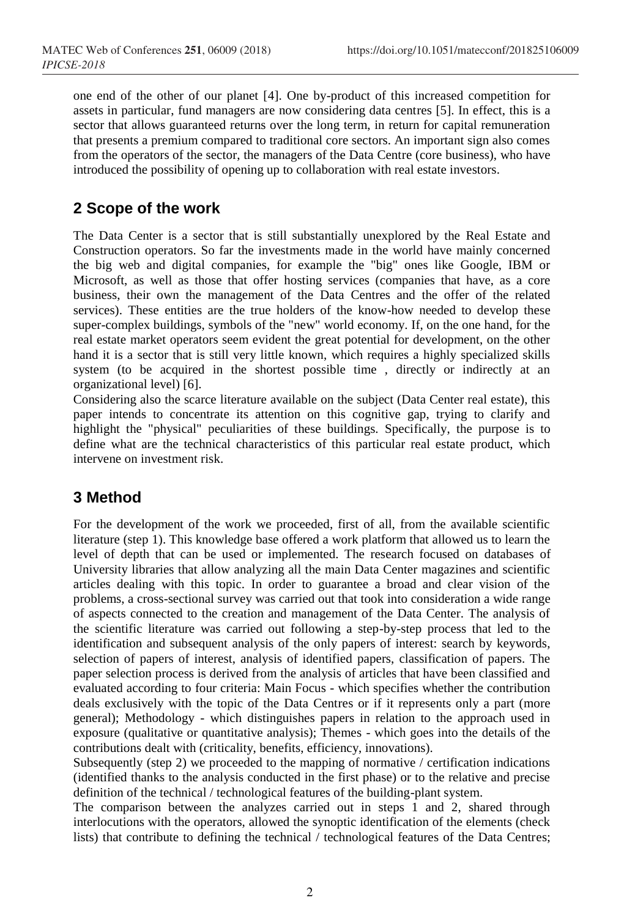one end of the other of our planet [4]. One by-product of this increased competition for assets in particular, fund managers are now considering data centres [5]. In effect, this is a sector that allows guaranteed returns over the long term, in return for capital remuneration that presents a premium compared to traditional core sectors. An important sign also comes from the operators of the sector, the managers of the Data Centre (core business), who have introduced the possibility of opening up to collaboration with real estate investors.

## 2 Scope of the work

The Data Center is a sector that is still substantially unexplored by the Real Estate and Construction operators. So far the investments made in the world have mainly concerned the big web and digital companies, for example the "big" ones like Google, IBM or Microsoft, as well as those that offer hosting services (companies that have, as a core business, their own the management of the Data Centres and the offer of the related services). These entities are the true holders of the know-how needed to develop these super-complex buildings, symbols of the "new" world economy. If, on the one hand, for the real estate market operators seem evident the great potential for development, on the other hand it is a sector that is still very little known, which requires a highly specialized skills system (to be acquired in the shortest possible time , directly or indirectly at an organizational level) [6].

Considering also the scarce literature available on the subject (Data Center real estate), this paper intends to concentrate its attention on this cognitive gap, trying to clarify and highlight the "physical" peculiarities of these buildings. Specifically, the purpose is to define what are the technical characteristics of this particular real estate product, which intervene on investment risk.

## 3 Method

For the development of the work we proceeded, first of all, from the available scientific literature (step 1). This knowledge base offered a work platform that allowed us to learn the level of depth that can be used or implemented. The research focused on databases of University libraries that allow analyzing all the main Data Center magazines and scientific articles dealing with this topic. In order to guarantee a broad and clear vision of the problems, a cross-sectional survey was carried out that took into consideration a wide range of aspects connected to the creation and management of the Data Center. The analysis of the scientific literature was carried out following a step-by-step process that led to the identification and subsequent analysis of the only papers of interest: search by keywords, selection of papers of interest, analysis of identified papers, classification of papers. The paper selection process is derived from the analysis of articles that have been classified and evaluated according to four criteria: Main Focus - which specifies whether the contribution deals exclusively with the topic of the Data Centres or if it represents only a part (more general); Methodology - which distinguishes papers in relation to the approach used in exposure (qualitative or quantitative analysis); Themes - which goes into the details of the contributions dealt with (criticality, benefits, efficiency, innovations).

Subsequently (step 2) we proceeded to the mapping of normative / certification indications (identified thanks to the analysis conducted in the first phase) or to the relative and precise definition of the technical / technological features of the building-plant system.

The comparison between the analyzes carried out in steps 1 and 2, shared through interlocutions with the operators, allowed the synoptic identification of the elements (check lists) that contribute to defining the technical / technological features of the Data Centres;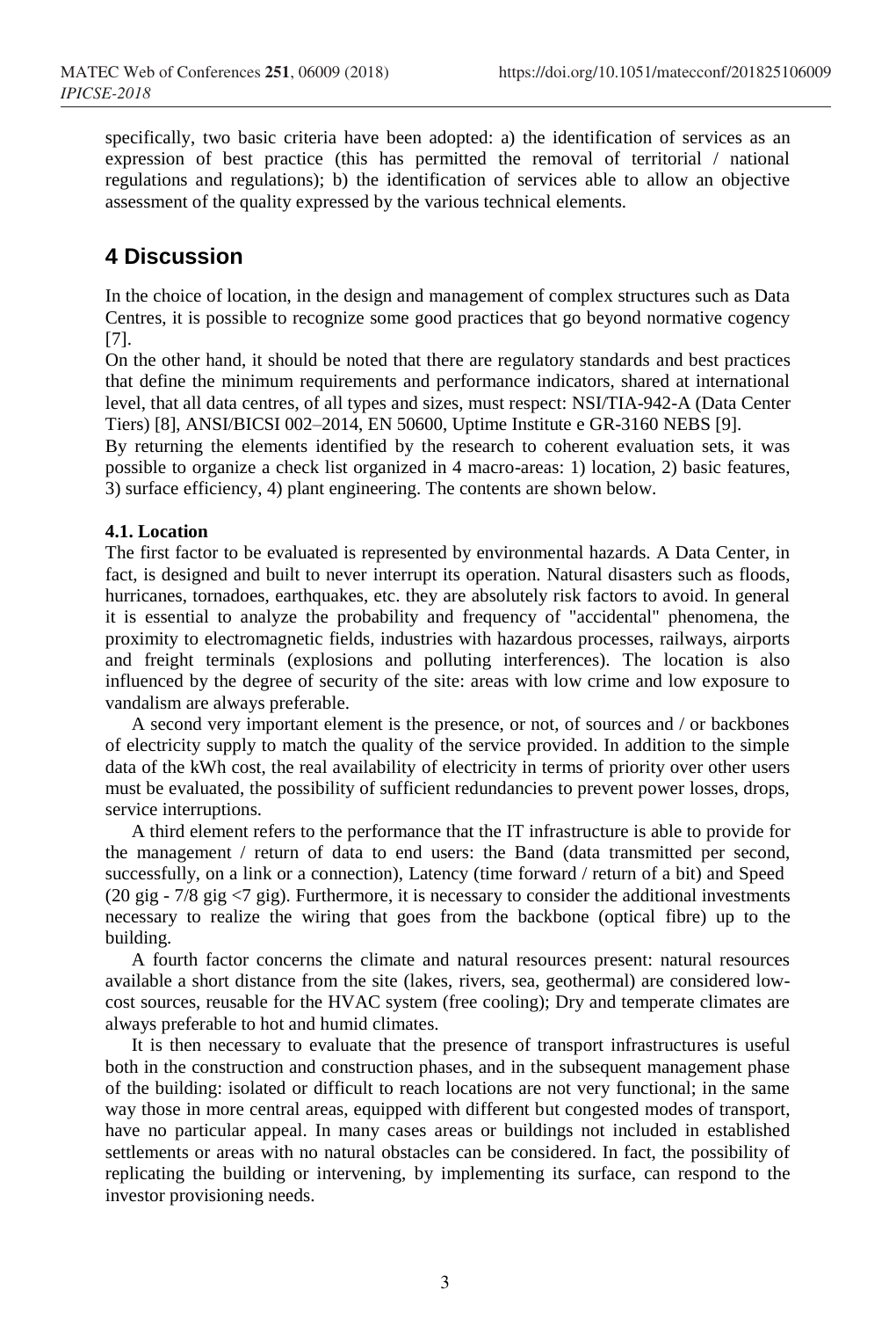specifically, two basic criteria have been adopted: a) the identification of services as an expression of best practice (this has permitted the removal of territorial / national regulations and regulations); b) the identification of services able to allow an objective assessment of the quality expressed by the various technical elements.

## 4 Discussion

In the choice of location, in the design and management of complex structures such as Data Centres, it is possible to recognize some good practices that go beyond normative cogency [7].

On the other hand, it should be noted that there are regulatory standards and best practices that define the minimum requirements and performance indicators, shared at international level, that all data centres, of all types and sizes, must respect: NSI/TIA-942-A (Data Center Tiers) [8], ANSI/BICSI 002–2014, EN 50600, Uptime Institute e GR-3160 NEBS [9].

By returning the elements identified by the research to coherent evaluation sets, it was possible to organize a check list organized in 4 macro-areas: 1) location, 2) basic features, 3) surface efficiency, 4) plant engineering. The contents are shown below.

### 4.1. Location

The first factor to be evaluated is represented by environmental hazards. A Data Center, in fact, is designed and built to never interrupt its operation. Natural disasters such as floods, hurricanes, tornadoes, earthquakes, etc. they are absolutely risk factors to avoid. In general it is essential to analyze the probability and frequency of "accidental" phenomena, the proximity to electromagnetic fields, industries with hazardous processes, railways, airports and freight terminals (explosions and polluting interferences). The location is also influenced by the degree of security of the site: areas with low crime and low exposure to vandalism are always preferable.

A second very important element is the presence, or not, of sources and / or backbones of electricity supply to match the quality of the service provided. In addition to the simple data of the kWh cost, the real availability of electricity in terms of priority over other users must be evaluated, the possibility of sufficient redundancies to prevent power losses, drops, service interruptions.

A third element refers to the performance that the IT infrastructure is able to provide for the management / return of data to end users: the Band (data transmitted per second, successfully, on a link or a connection), Latency (time forward / return of a bit) and Speed (20 gig - 7/8 gig <7 gig). Furthermore, it is necessary to consider the additional investments necessary to realize the wiring that goes from the backbone (optical fibre) up to the building.

A fourth factor concerns the climate and natural resources present: natural resources available a short distance from the site (lakes, rivers, sea, geothermal) are considered low-cost sources, reusable for the HVAC system (free cooling); Dry and temperate climates are always preferable to hot and humid climates.

It is then necessary to evaluate that the presence of transport infrastructures is useful both in the construction and construction phases, and in the subsequent management phase of the building: isolated or difficult to reach locations are not very functional; in the same way those in more central areas, equipped with different but congested modes of transport, have no particular appeal. In many cases areas or buildings not included in established settlements or areas with no natural obstacles can be considered. In fact, the possibility of replicating the building or intervening, by implementing its surface, can respond to the investor provisioning needs.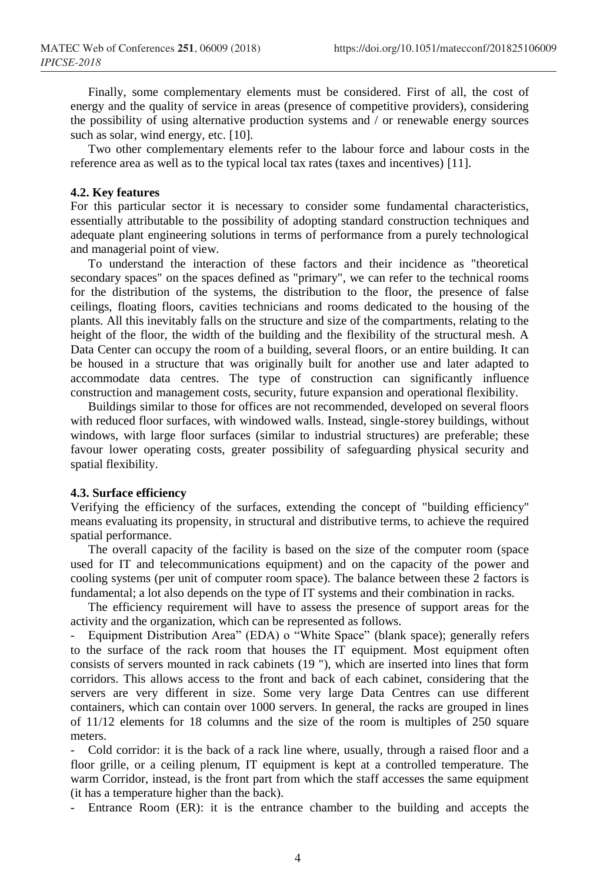Finally, some complementary elements must be considered. First of all, the cost of energy and the quality of service in areas (presence of competitive providers), considering the possibility of using alternative production systems and / or renewable energy sources such as solar, wind energy, etc. [10].

Two other complementary elements refer to the labour force and labour costs in the reference area as well as to the typical local tax rates (taxes and incentives) [11].

### 4.2. Key features

For this particular sector it is necessary to consider some fundamental characteristics, essentially attributable to the possibility of adopting standard construction techniques and adequate plant engineering solutions in terms of performance from a purely technological and managerial point of view.

To understand the interaction of these factors and their incidence as "theoretical secondary spaces" on the spaces defined as "primary", we can refer to the technical rooms for the distribution of the systems, the distribution to the floor, the presence of false ceilings, floating floors, cavities technicians and rooms dedicated to the housing of the plants. All this inevitably falls on the structure and size of the compartments, relating to the height of the floor, the width of the room of a building and the flexibility of the structural mesh. A Data Center can occupy the room of a building, several floors, or an entire building. It can be housed in a structure that was originally built for another use and later adapted to accommodate data centres. The type of construction can significantly influence construction and management costs, security, future expansion and operational flexibility.

Buildings similar to those for offices are not recommended, developed on several floors with reduced floor surfaces, with windowed walls. Instead, single-storey buildings, without windows, with large floor surfaces (similar to industrial structures) are preferable; these favour lower operating costs, greater possibility of safeguarding physical security and spatial flexibility.

### 4.3. Surface efficiency

Verifying the efficiency of the surfaces, extending the concept of "building efficiency" means evaluating its propensity, in structural and distributive terms, to achieve the required spatial performance.

The overall capacity of the facility is based on the size of the computer room (space used for IT and telecommunications equipment) and on the capacity of the power and cooling systems (per unit of computer room space). The balance between these 2 factors is fundamental; a lot also depends on the type of IT systems and their combination in racks.

The efficiency requirement will have to assess the presence of support areas for the activity and the organization, which can be represented as follows.

- Equipment Distribution Area" (EDA) o "White Space" (blank space); generally refers to the surface of the rack room that houses the IT equipment. Most equipment often consists of servers mounted in rack cabinets (19 "), which are inserted into lines that form corridors. This allows access to the front and back of each cabinet, considering that the servers are very different in size. Some very large Data Centres can use different containers, which can contain over 1000 servers. In general, the racks are grouped in lines of 11/12 elements for 18 columns and the size of the room is multiples of 250 square meters.
- Cold corridor: it is the back of a rack line where, usually, through a raised floor and a floor grille, or a ceiling plenum, IT equipment is kept at a controlled temperature. The warm Corridor, instead, is the front part from which the staff accesses the same equipment (it has a temperature higher than the back).
- Entrance Room (ER): it is the entrance chamber to the building and accepts the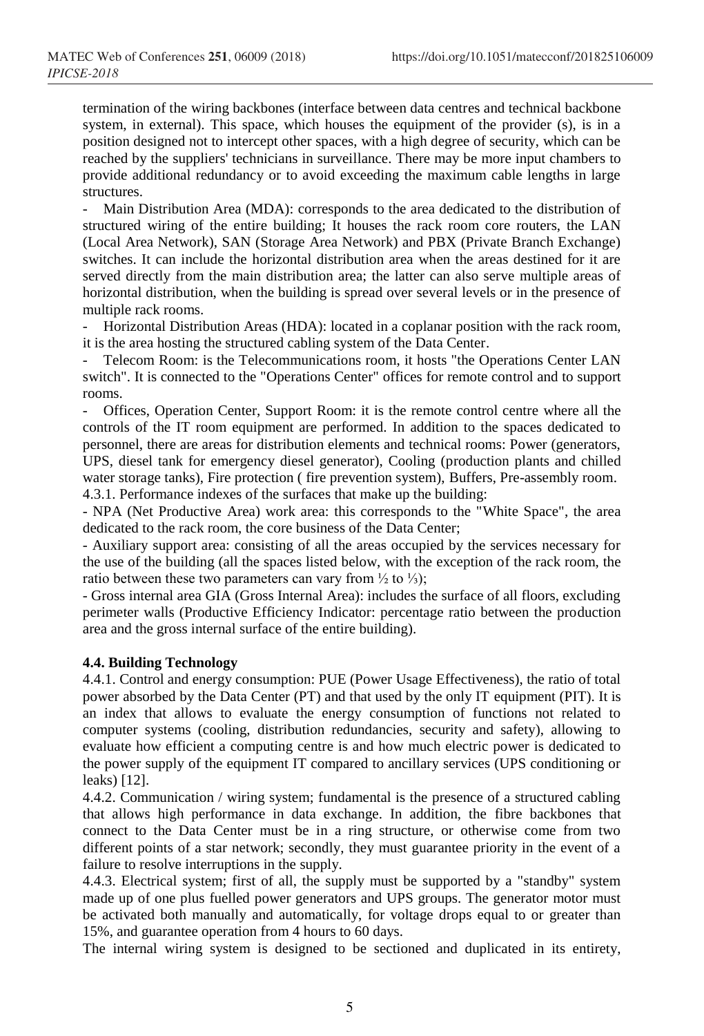termination of the wiring backbones (interface between data centres and technical backbone system, in external). This space, which houses the equipment of the provider (s), is in a position designed not to intercept other spaces, with a high degree of security, which can be reached by the suppliers' technicians in surveillance. There may be more input chambers to provide additional redundancy or to avoid exceeding the maximum cable lengths in large structures.

- Main Distribution Area (MDA): corresponds to the area dedicated to the distribution of structured wiring of the entire building; It houses the rack room core routers, the LAN (Local Area Network), SAN (Storage Area Network) and PBX (Private Branch Exchange) switches. It can include the horizontal distribution area when the areas destined for it are served directly from the main distribution area; the latter can also serve multiple areas of horizontal distribution, when the building is spread over several levels or in the presence of multiple rack rooms.
- Horizontal Distribution Areas (HDA): located in a coplanar position with the rack room, it is the area hosting the structured cabling system of the Data Center.
- Telecom Room: is the Telecommunications room, it hosts "the Operations Center LAN switch". It is connected to the "Operations Center" offices for remote control and to support rooms.
- Offices, Operation Center, Support Room: it is the remote control centre where all the controls of the IT room equipment are performed. In addition to the spaces dedicated to personnel, there are areas for distribution elements and technical rooms: Power (generators, UPS, diesel tank for emergency diesel generator), Cooling (production plants and chilled water storage tanks), Fire protection ( fire prevention system), Buffers, Pre-assembly room.

4.3.1. Performance indexes of the surfaces that make up the building:

- NPA (Net Productive Area) work area: this corresponds to the "White Space", the area dedicated to the rack room, the core business of the Data Center;
- Auxiliary support area: consisting of all the areas occupied by the services necessary for the use of the building (all the spaces listed below, with the exception of the rack room, the ratio between these two parameters can vary from ½ to ⅓);
- Gross internal area GIA (Gross Internal Area): includes the surface of all floors, excluding perimeter walls (Productive Efficiency Indicator: percentage ratio between the production area and the gross internal surface of the entire building).

### 4.4. Building Technology

4.4.1. Control and energy consumption: PUE (Power Usage Effectiveness), the ratio of total power absorbed by the Data Center (PT) and that used by the only IT equipment (PIT). It is an index that allows to evaluate the energy consumption of functions not related to computer systems (cooling, distribution redundancies, security and safety), allowing to evaluate how efficient a computing centre is and how much electric power is dedicated to the power supply of the equipment IT compared to ancillary services (UPS conditioning or leaks) [12].

4.4.2. Communication / wiring system; fundamental is the presence of a structured cabling that allows high performance in data exchange. In addition, the fibre backbones that connect to the Data Center must be in a ring structure, or otherwise come from two different points of a star network; secondly, they must guarantee priority in the event of a failure to resolve interruptions in the supply.

4.4.3. Electrical system; first of all, the supply must be supported by a "standby" system made up of one plus fuelled power generators and UPS groups. The generator motor must be activated both manually and automatically, for voltage drops equal to or greater than 15%, and guarantee operation from 4 hours to 60 days.

The internal wiring system is designed to be sectioned and duplicated in its entirety,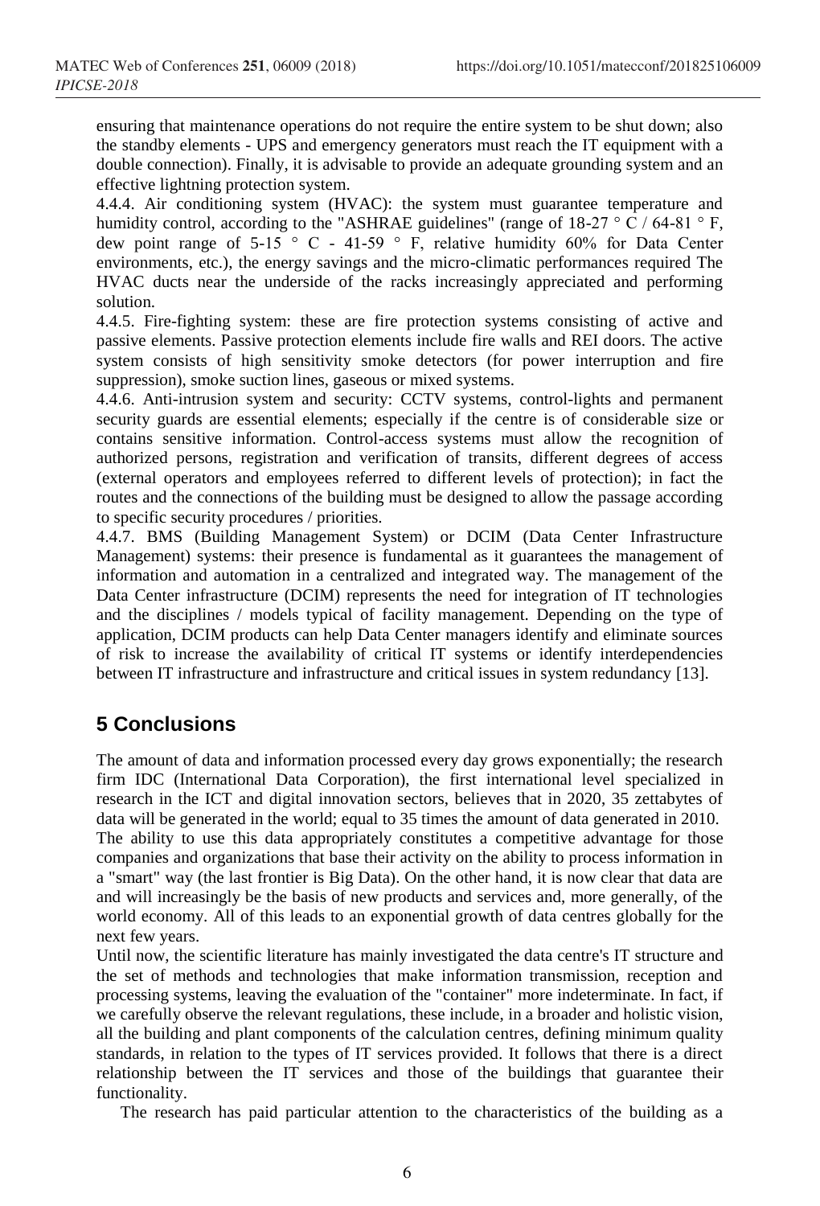ensuring that maintenance operations do not require the entire system to be shut down; also the standby elements - UPS and emergency generators must reach the IT equipment with a double connection). Finally, it is advisable to provide an adequate grounding system and an effective lightning protection system.

4.4.4. Air conditioning system (HVAC): the system must guarantee temperature and humidity control, according to the "ASHRAE guidelines" (range of 18-27 ° C / 64-81 ° F, dew point range of 5-15 ° C - 41-59 ° F, relative humidity 60% for Data Center environments, etc.), the energy savings and the micro-climatic performances required The HVAC ducts near the underside of the racks increasingly appreciated and performing solution.

4.4.5. Fire-fighting system: these are fire protection systems consisting of active and passive elements. Passive protection elements include fire walls and REI doors. The active system consists of high sensitivity smoke detectors (for power interruption and fire suppression), smoke suction lines, gaseous or mixed systems.

4.4.6. Anti-intrusion system and security: CCTV systems, control-lights and permanent security guards are essential elements; especially if the centre is of considerable size or contains sensitive information. Control-access systems must allow the recognition of authorized persons, registration and verification of transits, different degrees of access (external operators and employees referred to different levels of protection); in fact the routes and the connections of the building must be designed to allow the passage according to specific security procedures / priorities.

4.4.7. BMS (Building Management System) or DCIM (Data Center Infrastructure Management) systems: their presence is fundamental as it guarantees the management of information and automation in a centralized and integrated way. The management of the Data Center infrastructure (DCIM) represents the need for integration of IT technologies and the disciplines / models typical of facility management. Depending on the type of application, DCIM products can help Data Center managers identify and eliminate sources of risk to increase the availability of critical IT systems or identify interdependencies between IT infrastructure and infrastructure and critical issues in system redundancy [13].

## 5 Conclusions

The amount of data and information processed every day grows exponentially; the research firm IDC (International Data Corporation), the first international level specialized in research in the ICT and digital innovation sectors, believes that in 2020, 35 zettabytes of data will be generated in the world; equal to 35 times the amount of data generated in 2010. The ability to use this data appropriately constitutes a competitive advantage for those companies and organizations that base their activity on the ability to process information in a "smart" way (the last frontier is Big Data). On the other hand, it is now clear that data are and will increasingly be the basis of new products and services and, more generally, of the world economy. All of this leads to an exponential growth of data centres globally for the next few years.

Until now, the scientific literature has mainly investigated the data centre's IT structure and the set of methods and technologies that make information transmission, reception and processing systems, leaving the evaluation of the "container" more indeterminate. In fact, if we carefully observe the relevant regulations, these include, in a broader and holistic vision, all the building and plant components of the calculation centres, defining minimum quality standards, in relation to the types of IT services provided. It follows that there is a direct relationship between the IT services and those of the buildings that guarantee their functionality.

The research has paid particular attention to the characteristics of the building as a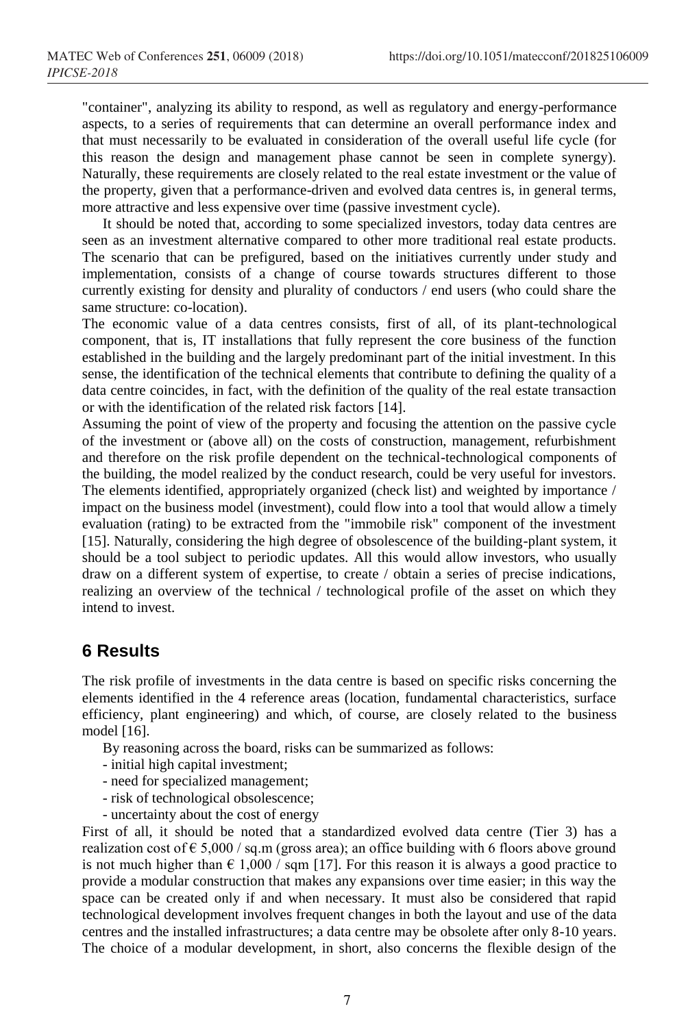"container", analyzing its ability to respond, as well as regulatory and energy-performance aspects, to a series of requirements that can determine an overall performance index and that must necessarily to be evaluated in consideration of the overall useful life cycle (for this reason the design and management phase cannot be seen in complete synergy). Naturally, these requirements are closely related to the real estate investment or the value of the property, given that a performance-driven and evolved data centres is, in general terms, more attractive and less expensive over time (passive investment cycle).

It should be noted that, according to some specialized investors, today data centres are seen as an investment alternative compared to other more traditional real estate products. The scenario that can be prefigured, based on the initiatives currently under study and implementation, consists of a change of course towards structures different to those currently existing for density and plurality of conductors / end users (who could share the same structure: co-location).

The economic value of a data centres consists, first of all, of its plant-technological component, that is, IT installations that fully represent the core business of the function established in the building and the largely predominant part of the initial investment. In this sense, the identification of the technical elements that contribute to defining the quality of a data centre coincides, in fact, with the definition of the quality of the real estate transaction or with the identification of the related risk factors [14].

Assuming the point of view of the property and focusing the attention on the passive cycle of the investment or (above all) on the costs of construction, management, refurbishment and therefore on the risk profile dependent on the technical-technological components of the building, the model realized by the conduct research, could be very useful for investors. The elements identified, appropriately organized (check list) and weighted by importance / impact on the business model (investment), could flow into a tool that would allow a timely evaluation (rating) to be extracted from the "immobile risk" component of the investment [15]. Naturally, considering the high degree of obsolescence of the building-plant system, it should be a tool subject to periodic updates. All this would allow investors, who usually draw on a different system of expertise, to create / obtain a series of precise indications, realizing an overview of the technical / technological profile of the asset on which they intend to invest.

## 6 Results

The risk profile of investments in the data centre is based on specific risks concerning the elements identified in the 4 reference areas (location, fundamental characteristics, surface efficiency, plant engineering) and which, of course, are closely related to the business model [16].

By reasoning across the board, risks can be summarized as follows:

- initial high capital investment;
- need for specialized management;
- risk of technological obsolescence;
- uncertainty about the cost of energy

First of all, it should be noted that a standardized evolved data centre (Tier 3) has a realization cost of € 5,000 / sq.m (gross area); an office building with 6 floors above ground is not much higher than € 1,000 / sqm [17]. For this reason it is always a good practice to provide a modular construction that makes any expansions over time easier; in this way the space can be created only if and when necessary. It must also be considered that rapid technological development involves frequent changes in both the layout and use of the data centres and the installed infrastructures; a data centre may be obsolete after only 8-10 years. The choice of a modular development, in short, also concerns the flexible design of the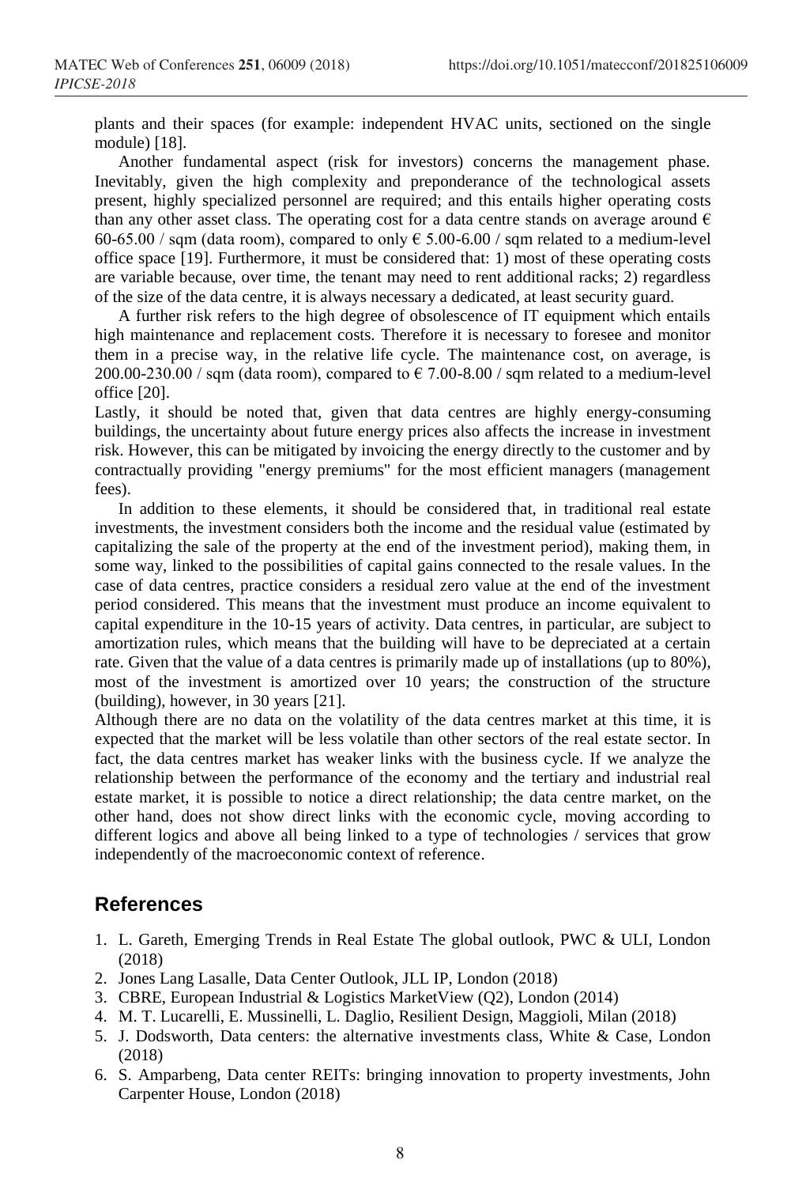plants and their spaces (for example: independent HVAC units, sectioned on the single module) [18].

Another fundamental aspect (risk for investors) concerns the management phase. Inevitably, given the high complexity and preponderance of the technological assets present, highly specialized personnel are required; and this entails higher operating costs than any other asset class. The operating cost for a data centre stands on average around € 60-65.00 / sqm (data room), compared to only € 5.00-6.00 / sqm related to a medium-level office space [19]. Furthermore, it must be considered that: 1) most of these operating costs are variable because, over time, the tenant may need to rent additional racks; 2) regardless of the size of the data centre, it is always necessary a dedicated, at least security guard.

A further risk refers to the high degree of obsolescence of IT equipment which entails high maintenance and replacement costs. Therefore it is necessary to foresee and monitor them in a precise way, in the relative life cycle. The maintenance cost, on average, is 200.00-230.00 / sqm (data room), compared to € 7.00-8.00 / sqm related to a medium-level office [20].

Lastly, it should be noted that, given that data centres are highly energy-consuming buildings, the uncertainty about future energy prices also affects the increase in investment risk. However, this can be mitigated by invoicing the energy directly to the customer and by contractually providing "energy premiums" for the most efficient managers (management fees).

In addition to these elements, it should be considered that, in traditional real estate investments, the investment considers both the income and the residual value (estimated by capitalizing the sale of the property at the end of the investment period), making them, in some way, linked to the possibilities of capital gains connected to the resale values. In the case of data centres, practice considers a residual zero value at the end of the investment period considered. This means that the investment must produce an income equivalent to capital expenditure in the 10-15 years of activity. Data centres, in particular, are subject to amortization rules, which means that the building will have to be depreciated at a certain rate. Given that the value of a data centres is primarily made up of installations (up to 80%), most of the investment is amortized over 10 years; the construction of the structure (building), however, in 30 years [21].

Although there are no data on the volatility of the data centres market at this time, it is expected that the market will be less volatile than other sectors of the real estate sector. In fact, the data centres market has weaker links with the business cycle. If we analyze the relationship between the performance of the economy and the tertiary and industrial real estate market, it is possible to notice a direct relationship; the data centre market, on the other hand, does not show direct links with the economic cycle, moving according to different logics and above all being linked to a type of technologies / services that grow independently of the macroeconomic context of reference.

## References

1. L. Gareth, Emerging Trends in Real Estate The global outlook, PWC & ULI, London (2018)
2. Jones Lang Lasalle, Data Center Outlook, JLL IP, London (2018)
3. CBRE, European Industrial & Logistics MarketView (Q2), London (2014)
4. M. T. Lucarelli, E. Mussinelli, L. Daglio, Resilient Design, Maggioli, Milan (2018)
5. J. Dodsworth, Data centers: the alternative investments class, White & Case, London (2018)
6. S. Amparbeng, Data center REITs: bringing innovation to property investments, John Carpenter House, London (2018)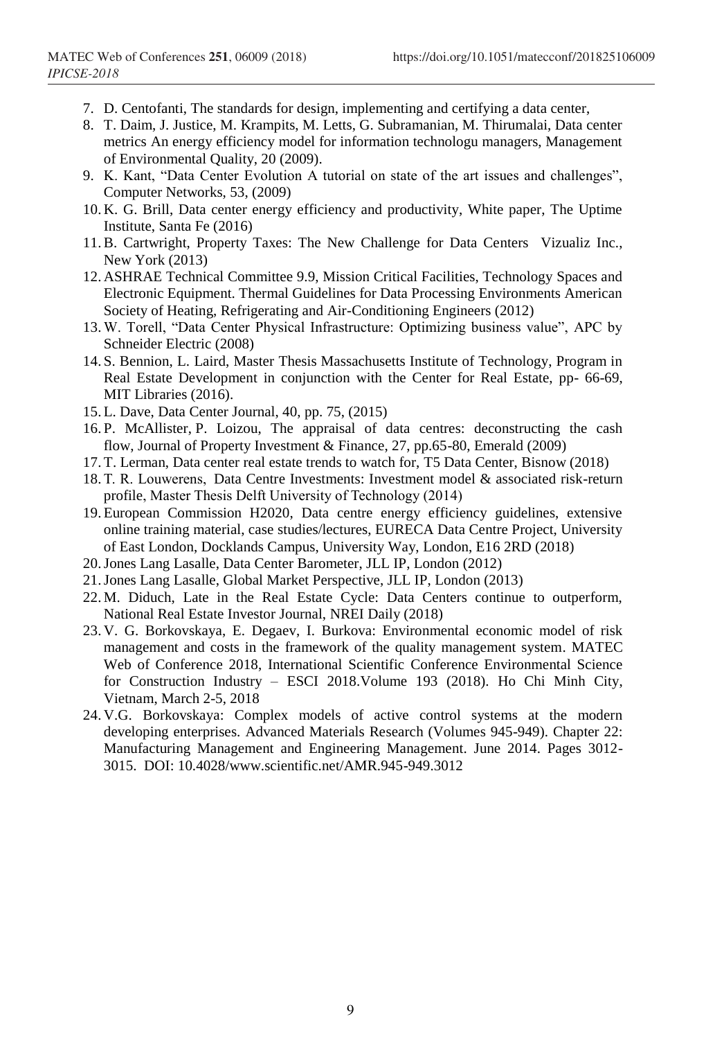7. D. Centofanti, The standards for design, implementing and certifying a data center,
8. T. Daim, J. Justice, M. Krampits, M. Letts, G. Subramanian, M. Thirumalai, Data center metrics An energy efficiency model for information technologu managers, Management of Environmental Quality, 20 (2009).
9. K. Kant, "Data Center Evolution A tutorial on state of the art issues and challenges", Computer Networks, 53, (2009)
10. K. G. Brill, Data center energy efficiency and productivity, White paper, The Uptime Institute, Santa Fe (2016)
11. B. Cartwright, Property Taxes: The New Challenge for Data Centers Vizualiz Inc., New York (2013)
12. ASHRAE Technical Committee 9.9, Mission Critical Facilities, Technology Spaces and Electronic Equipment. Thermal Guidelines for Data Processing Environments American Society of Heating, Refrigerating and Air-Conditioning Engineers (2012)
13. W. Torell, "Data Center Physical Infrastructure: Optimizing business value", APC by Schneider Electric (2008)
14. S. Bennion, L. Laird, Master Thesis Massachusetts Institute of Technology, Program in Real Estate Development in conjunction with the Center for Real Estate, pp- 66-69, MIT Libraries (2016).
15. L. Dave, Data Center Journal, 40, pp. 75, (2015)
16. P. McAllister, P. Loizou, The appraisal of data centres: deconstructing the cash flow, Journal of Property Investment & Finance, 27, pp.65-80, Emerald (2009)
17. T. Lerman, Data center real estate trends to watch for, T5 Data Center, Bisnow (2018)
18. T. R. Louwerens, Data Centre Investments: Investment model & associated risk-return profile, Master Thesis Delft University of Technology (2014)
19. European Commission H2020, Data centre energy efficiency guidelines, extensive online training material, case studies/lectures, EURECA Data Centre Project, University of East London, Docklands Campus, University Way, London, E16 2RD (2018)
20. Jones Lang Lasalle, Data Center Barometer, JLL IP, London (2012)
21. Jones Lang Lasalle, Global Market Perspective, JLL IP, London (2013)
22. M. Diduch, Late in the Real Estate Cycle: Data Centers continue to outperform, National Real Estate Investor Journal, NREI Daily (2018)
23. V. G. Borkovskaya, E. Degaev, I. Burkova: Environmental economic model of risk management and costs in the framework of the quality management system. MATEC Web of Conference 2018, International Scientific Conference Environmental Science for Construction Industry – ESCI 2018.Volume 193 (2018). Ho Chi Minh City, Vietnam, March 2-5, 2018
24. V.G. Borkovskaya: Complex models of active control systems at the modern developing enterprises. Advanced Materials Research (Volumes 945-949). Chapter 22: Manufacturing Management and Engineering Management. June 2014. Pages 3012-3015. DOI: 10.4028/www.scientific.net/AMR.945-949.3012